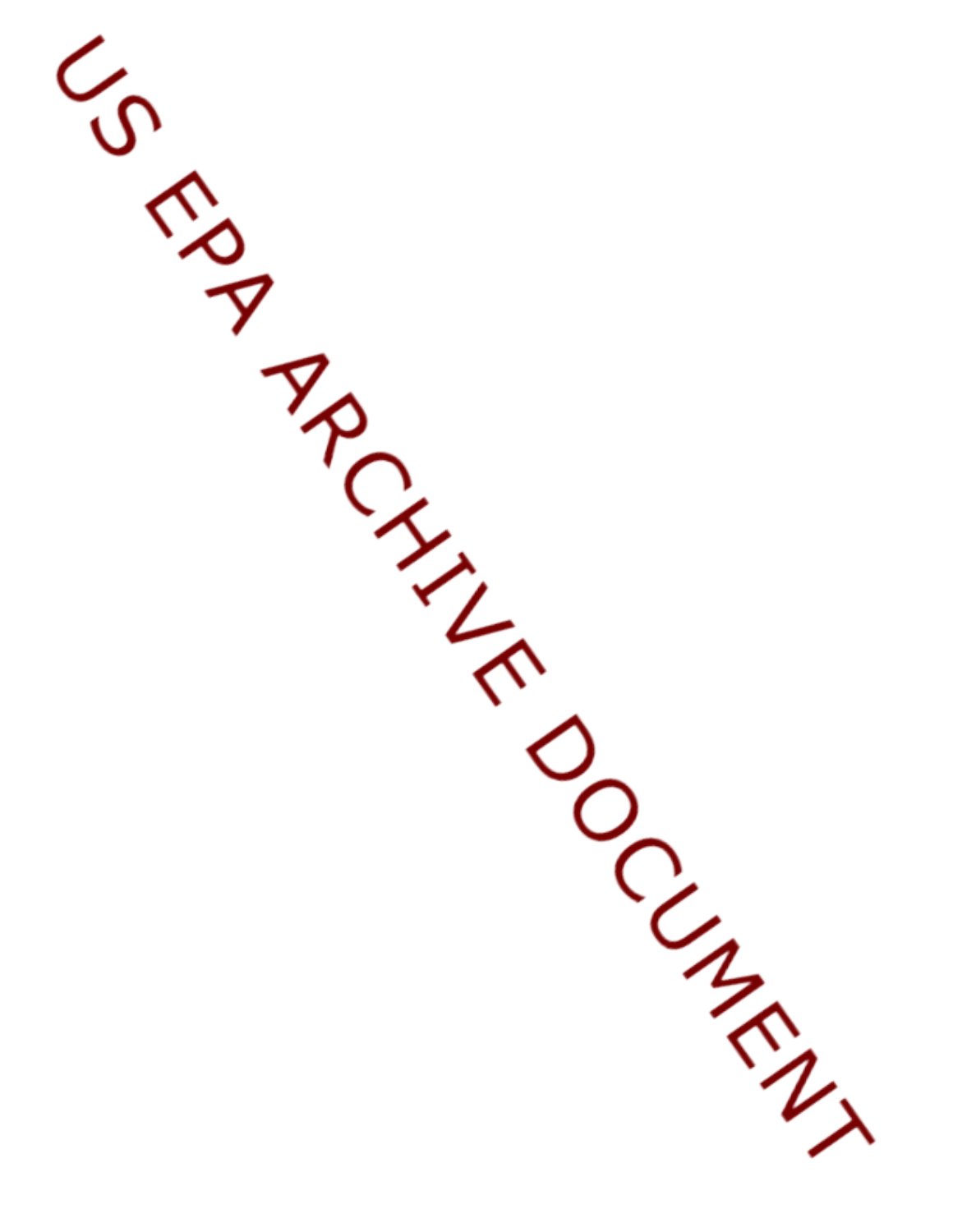US EPA ARCHIVE DOCUMENT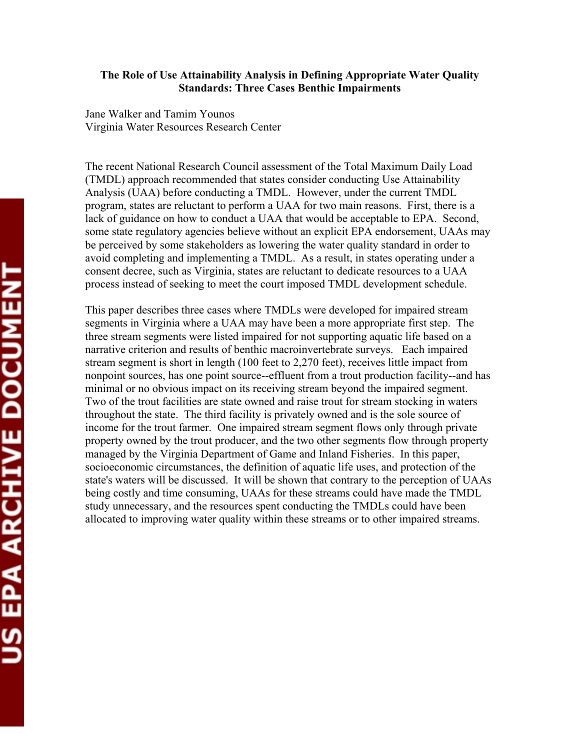**The Role of Use Attainability Analysis in Defining Appropriate Water Quality Standards: Three Cases Benthic Impairments**

Jane Walker and Tamim Younos
Virginia Water Resources Research Center

The recent National Research Council assessment of the Total Maximum Daily Load (TMDL) approach recommended that states consider conducting Use Attainability Analysis (UAA) before conducting a TMDL. However, under the current TMDL program, states are reluctant to perform a UAA for two main reasons. First, there is a lack of guidance on how to conduct a UAA that would be acceptable to EPA. Second, some state regulatory agencies believe without an explicit EPA endorsement, UAAs may be perceived by some stakeholders as lowering the water quality standard in order to avoid completing and implementing a TMDL. As a result, in states operating under a consent decree, such as Virginia, states are reluctant to dedicate resources to a UAA process instead of seeking to meet the court imposed TMDL development schedule.

This paper describes three cases where TMDLs were developed for impaired stream segments in Virginia where a UAA may have been a more appropriate first step. The three stream segments were listed impaired for not supporting aquatic life based on a narrative criterion and results of benthic macroinvertebrate surveys. Each impaired stream segment is short in length (100 feet to 2,270 feet), receives little impact from nonpoint sources, has one point source--effluent from a trout production facility--and has minimal or no obvious impact on its receiving stream beyond the impaired segment. Two of the trout facilities are state owned and raise trout for stream stocking in waters throughout the state. The third facility is privately owned and is the sole source of income for the trout farmer. One impaired stream segment flows only through private property owned by the trout producer, and the two other segments flow through property managed by the Virginia Department of Game and Inland Fisheries. In this paper, socioeconomic circumstances, the definition of aquatic life uses, and protection of the state's waters will be discussed. It will be shown that contrary to the perception of UAAs being costly and time consuming, UAAs for these streams could have made the TMDL study unnecessary, and the resources spent conducting the TMDLs could have been allocated to improving water quality within these streams or to other impaired streams.